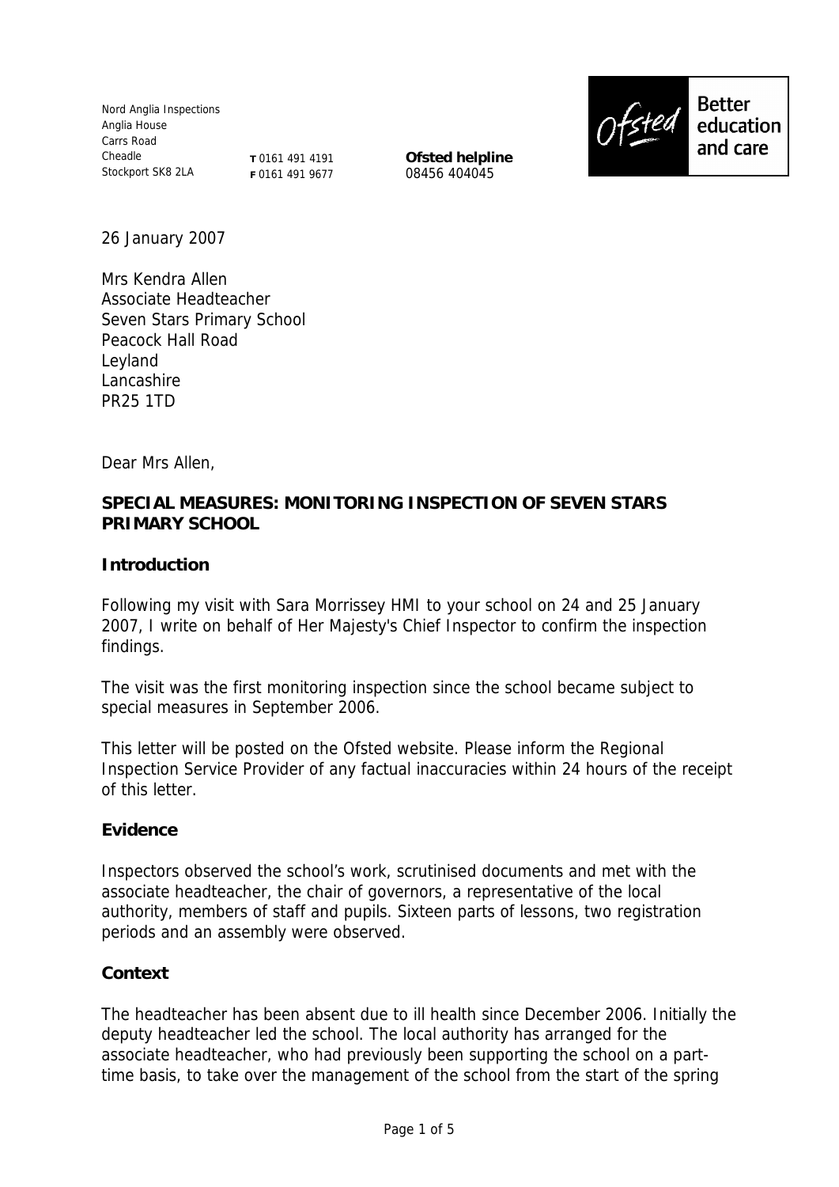Nord Anglia Inspections
Anglia House
Carrs Road
Cheadle
Stockport SK8 2LA

**T** 0161 491 4191
**F** 0161 491 9677

**Ofsted helpline**
08456 404045

Ofsted Better education and care

26 January 2007

Mrs Kendra Allen
Associate Headteacher
Seven Stars Primary School
Peacock Hall Road
Leyland
Lancashire
PR25 1TD

Dear Mrs Allen,

**SPECIAL MEASURES: MONITORING INSPECTION OF SEVEN STARS PRIMARY SCHOOL**

**Introduction**

Following my visit with Sara Morrissey HMI to your school on 24 and 25 January 2007, I write on behalf of Her Majesty's Chief Inspector to confirm the inspection findings.

The visit was the first monitoring inspection since the school became subject to special measures in September 2006.

This letter will be posted on the Ofsted website. Please inform the Regional Inspection Service Provider of any factual inaccuracies within 24 hours of the receipt of this letter.

**Evidence**

Inspectors observed the school's work, scrutinised documents and met with the associate headteacher, the chair of governors, a representative of the local authority, members of staff and pupils. Sixteen parts of lessons, two registration periods and an assembly were observed.

**Context**

The headteacher has been absent due to ill health since December 2006. Initially the deputy headteacher led the school. The local authority has arranged for the associate headteacher, who had previously been supporting the school on a part-time basis, to take over the management of the school from the start of the spring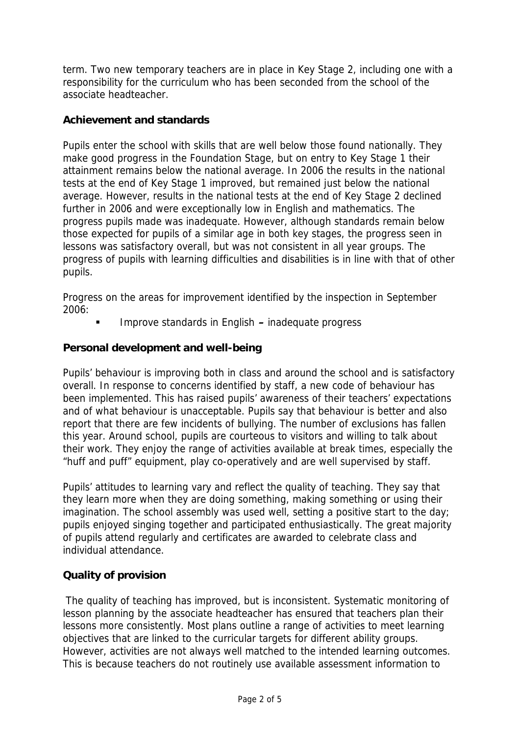term. Two new temporary teachers are in place in Key Stage 2, including one with a responsibility for the curriculum who has been seconded from the school of the associate headteacher.

**Achievement and standards**

Pupils enter the school with skills that are well below those found nationally. They make good progress in the Foundation Stage, but on entry to Key Stage 1 their attainment remains below the national average. In 2006 the results in the national tests at the end of Key Stage 1 improved, but remained just below the national average. However, results in the national tests at the end of Key Stage 2 declined further in 2006 and were exceptionally low in English and mathematics. The progress pupils made was inadequate. However, although standards remain below those expected for pupils of a similar age in both key stages, the progress seen in lessons was satisfactory overall, but was not consistent in all year groups. The progress of pupils with learning difficulties and disabilities is in line with that of other pupils.

Progress on the areas for improvement identified by the inspection in September 2006:

- Improve standards in English **–** inadequate progress

**Personal development and well-being**

Pupils' behaviour is improving both in class and around the school and is satisfactory overall. In response to concerns identified by staff, a new code of behaviour has been implemented. This has raised pupils' awareness of their teachers' expectations and of what behaviour is unacceptable. Pupils say that behaviour is better and also report that there are few incidents of bullying. The number of exclusions has fallen this year. Around school, pupils are courteous to visitors and willing to talk about their work. They enjoy the range of activities available at break times, especially the "huff and puff" equipment, play co-operatively and are well supervised by staff.

Pupils' attitudes to learning vary and reflect the quality of teaching. They say that they learn more when they are doing something, making something or using their imagination. The school assembly was used well, setting a positive start to the day; pupils enjoyed singing together and participated enthusiastically. The great majority of pupils attend regularly and certificates are awarded to celebrate class and individual attendance.

**Quality of provision**

The quality of teaching has improved, but is inconsistent. Systematic monitoring of lesson planning by the associate headteacher has ensured that teachers plan their lessons more consistently. Most plans outline a range of activities to meet learning objectives that are linked to the curricular targets for different ability groups. However, activities are not always well matched to the intended learning outcomes. This is because teachers do not routinely use available assessment information to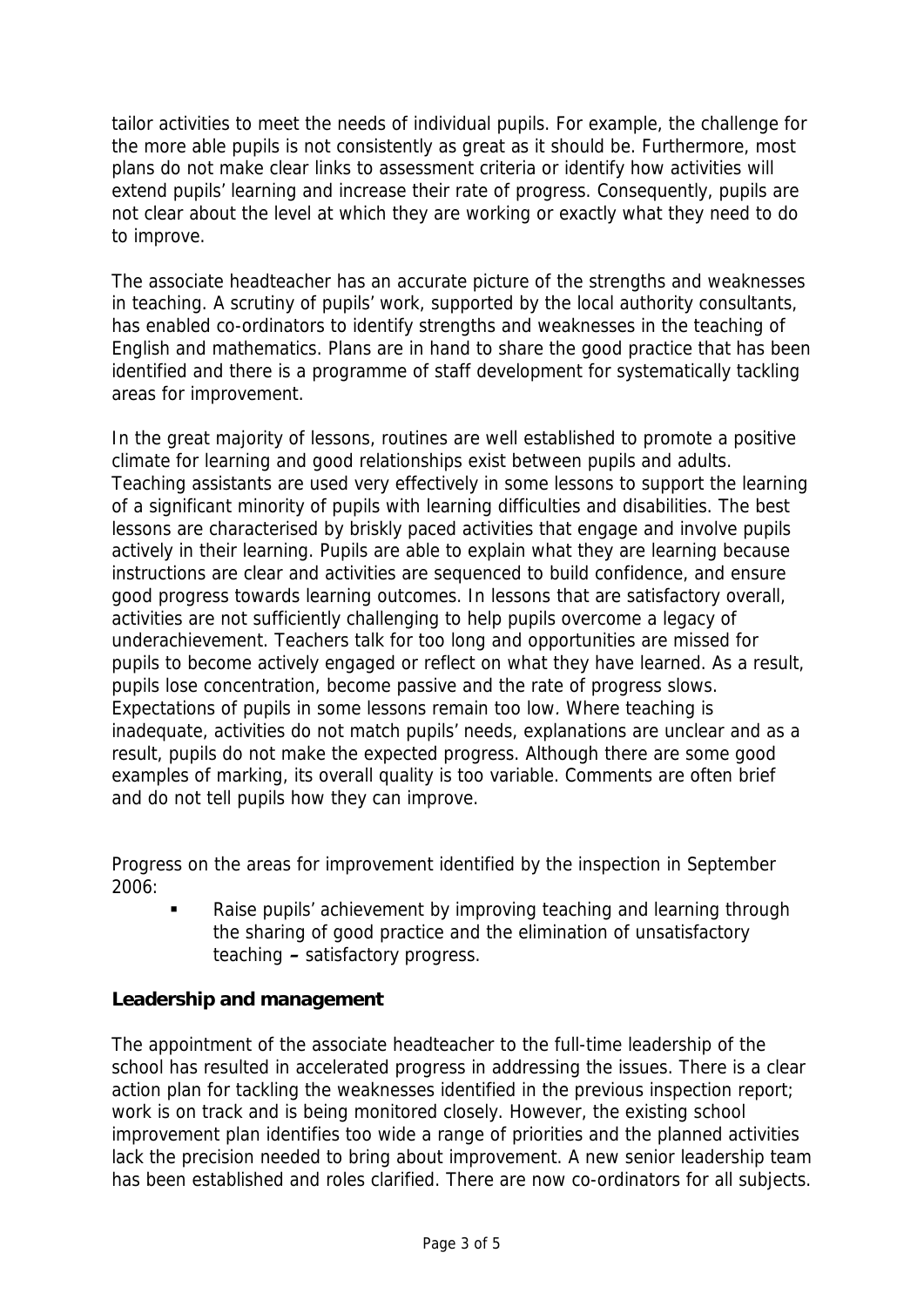tailor activities to meet the needs of individual pupils. For example, the challenge for the more able pupils is not consistently as great as it should be. Furthermore, most plans do not make clear links to assessment criteria or identify how activities will extend pupils' learning and increase their rate of progress. Consequently, pupils are not clear about the level at which they are working or exactly what they need to do to improve.

The associate headteacher has an accurate picture of the strengths and weaknesses in teaching. A scrutiny of pupils' work, supported by the local authority consultants, has enabled co-ordinators to identify strengths and weaknesses in the teaching of English and mathematics. Plans are in hand to share the good practice that has been identified and there is a programme of staff development for systematically tackling areas for improvement.

In the great majority of lessons, routines are well established to promote a positive climate for learning and good relationships exist between pupils and adults. Teaching assistants are used very effectively in some lessons to support the learning of a significant minority of pupils with learning difficulties and disabilities. The best lessons are characterised by briskly paced activities that engage and involve pupils actively in their learning. Pupils are able to explain what they are learning because instructions are clear and activities are sequenced to build confidence, and ensure good progress towards learning outcomes. In lessons that are satisfactory overall, activities are not sufficiently challenging to help pupils overcome a legacy of underachievement. Teachers talk for too long and opportunities are missed for pupils to become actively engaged or reflect on what they have learned. As a result, pupils lose concentration, become passive and the rate of progress slows. Expectations of pupils in some lessons remain too low. Where teaching is inadequate, activities do not match pupils' needs, explanations are unclear and as a result, pupils do not make the expected progress. Although there are some good examples of marking, its overall quality is too variable. Comments are often brief and do not tell pupils how they can improve.

Progress on the areas for improvement identified by the inspection in September 2006:

- Raise pupils' achievement by improving teaching and learning through the sharing of good practice and the elimination of unsatisfactory teaching **–** satisfactory progress.

**Leadership and management**

The appointment of the associate headteacher to the full-time leadership of the school has resulted in accelerated progress in addressing the issues. There is a clear action plan for tackling the weaknesses identified in the previous inspection report; work is on track and is being monitored closely. However, the existing school improvement plan identifies too wide a range of priorities and the planned activities lack the precision needed to bring about improvement. A new senior leadership team has been established and roles clarified. There are now co-ordinators for all subjects.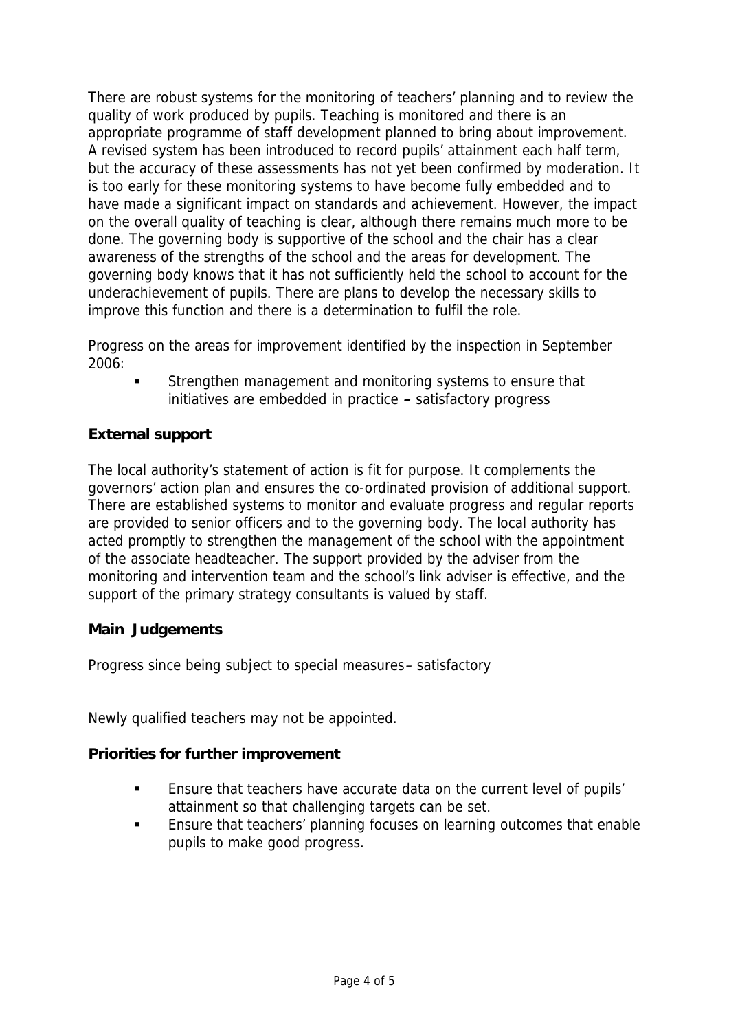There are robust systems for the monitoring of teachers' planning and to review the quality of work produced by pupils. Teaching is monitored and there is an appropriate programme of staff development planned to bring about improvement. A revised system has been introduced to record pupils' attainment each half term, but the accuracy of these assessments has not yet been confirmed by moderation. It is too early for these monitoring systems to have become fully embedded and to have made a significant impact on standards and achievement. However, the impact on the overall quality of teaching is clear, although there remains much more to be done. The governing body is supportive of the school and the chair has a clear awareness of the strengths of the school and the areas for development. The governing body knows that it has not sufficiently held the school to account for the underachievement of pupils. There are plans to develop the necessary skills to improve this function and there is a determination to fulfil the role.

Progress on the areas for improvement identified by the inspection in September 2006:

- Strengthen management and monitoring systems to ensure that initiatives are embedded in practice **–** satisfactory progress

## External support

The local authority's statement of action is fit for purpose. It complements the governors' action plan and ensures the co-ordinated provision of additional support. There are established systems to monitor and evaluate progress and regular reports are provided to senior officers and to the governing body. The local authority has acted promptly to strengthen the management of the school with the appointment of the associate headteacher. The support provided by the adviser from the monitoring and intervention team and the school's link adviser is effective, and the support of the primary strategy consultants is valued by staff.

## Main Judgements

Progress since being subject to special measures– satisfactory

Newly qualified teachers may not be appointed.

## Priorities for further improvement

- Ensure that teachers have accurate data on the current level of pupils' attainment so that challenging targets can be set.
- Ensure that teachers' planning focuses on learning outcomes that enable pupils to make good progress.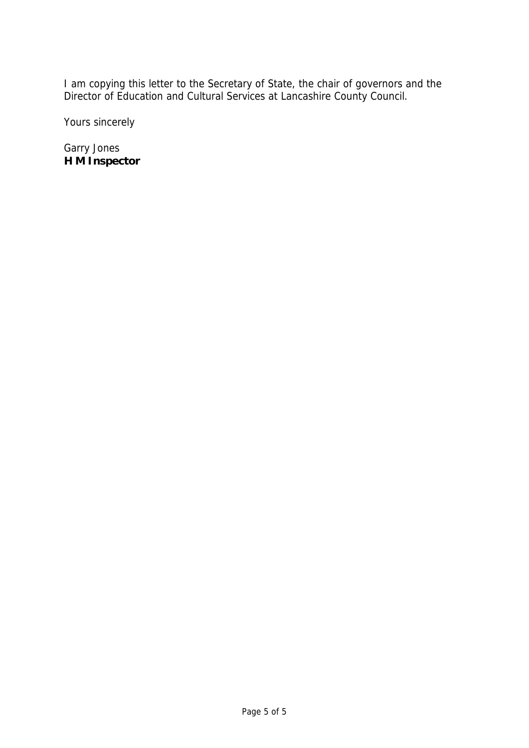I am copying this letter to the Secretary of State, the chair of governors and the Director of Education and Cultural Services at Lancashire County Council.

Yours sincerely

Garry Jones
**H M Inspector**